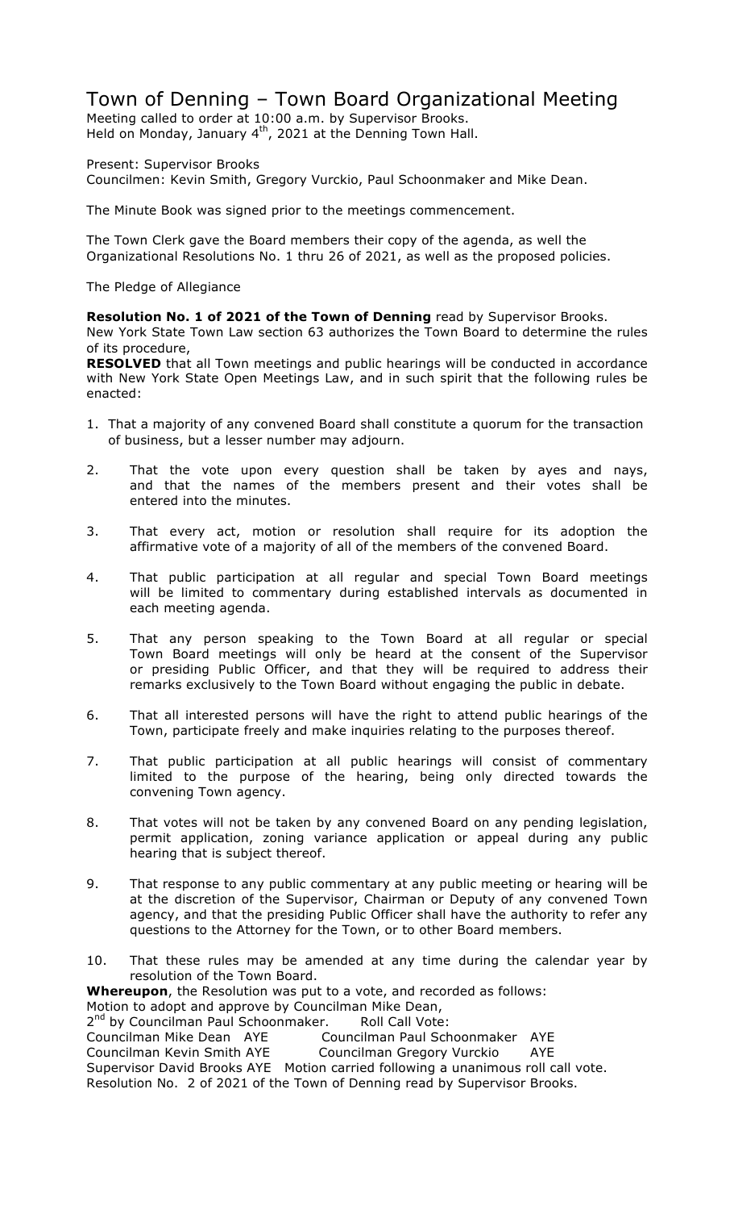# Town of Denning – Town Board Organizational Meeting

Meeting called to order at 10:00 a.m. by Supervisor Brooks.
Held on Monday, January 4th, 2021 at the Denning Town Hall.

Present: Supervisor Brooks
Councilmen: Kevin Smith, Gregory Vurckio, Paul Schoonmaker and Mike Dean.

The Minute Book was signed prior to the meetings commencement.

The Town Clerk gave the Board members their copy of the agenda, as well the Organizational Resolutions No. 1 thru 26 of 2021, as well as the proposed policies.

The Pledge of Allegiance

**Resolution No. 1 of 2021 of the Town of Denning** read by Supervisor Brooks.
New York State Town Law section 63 authorizes the Town Board to determine the rules of its procedure,
**RESOLVED** that all Town meetings and public hearings will be conducted in accordance with New York State Open Meetings Law, and in such spirit that the following rules be enacted:

1. That a majority of any convened Board shall constitute a quorum for the transaction of business, but a lesser number may adjourn.
2. That the vote upon every question shall be taken by ayes and nays, and that the names of the members present and their votes shall be entered into the minutes.
3. That every act, motion or resolution shall require for its adoption the affirmative vote of a majority of all of the members of the convened Board.
4. That public participation at all regular and special Town Board meetings will be limited to commentary during established intervals as documented in each meeting agenda.
5. That any person speaking to the Town Board at all regular or special Town Board meetings will only be heard at the consent of the Supervisor or presiding Public Officer, and that they will be required to address their remarks exclusively to the Town Board without engaging the public in debate.
6. That all interested persons will have the right to attend public hearings of the Town, participate freely and make inquiries relating to the purposes thereof.
7. That public participation at all public hearings will consist of commentary limited to the purpose of the hearing, being only directed towards the convening Town agency.
8. That votes will not be taken by any convened Board on any pending legislation, permit application, zoning variance application or appeal during any public hearing that is subject thereof.
9. That response to any public commentary at any public meeting or hearing will be at the discretion of the Supervisor, Chairman or Deputy of any convened Town agency, and that the presiding Public Officer shall have the authority to refer any questions to the Attorney for the Town, or to other Board members.
10. That these rules may be amended at any time during the calendar year by resolution of the Town Board.

**Whereupon**, the Resolution was put to a vote, and recorded as follows:
Motion to adopt and approve by Councilman Mike Dean,
2nd by Councilman Paul Schoonmaker. Roll Call Vote:
Councilman Mike Dean AYE Councilman Paul Schoonmaker AYE
Councilman Kevin Smith AYE Councilman Gregory Vurckio AYE
Supervisor David Brooks AYE Motion carried following a unanimous roll call vote.
Resolution No. 2 of 2021 of the Town of Denning read by Supervisor Brooks.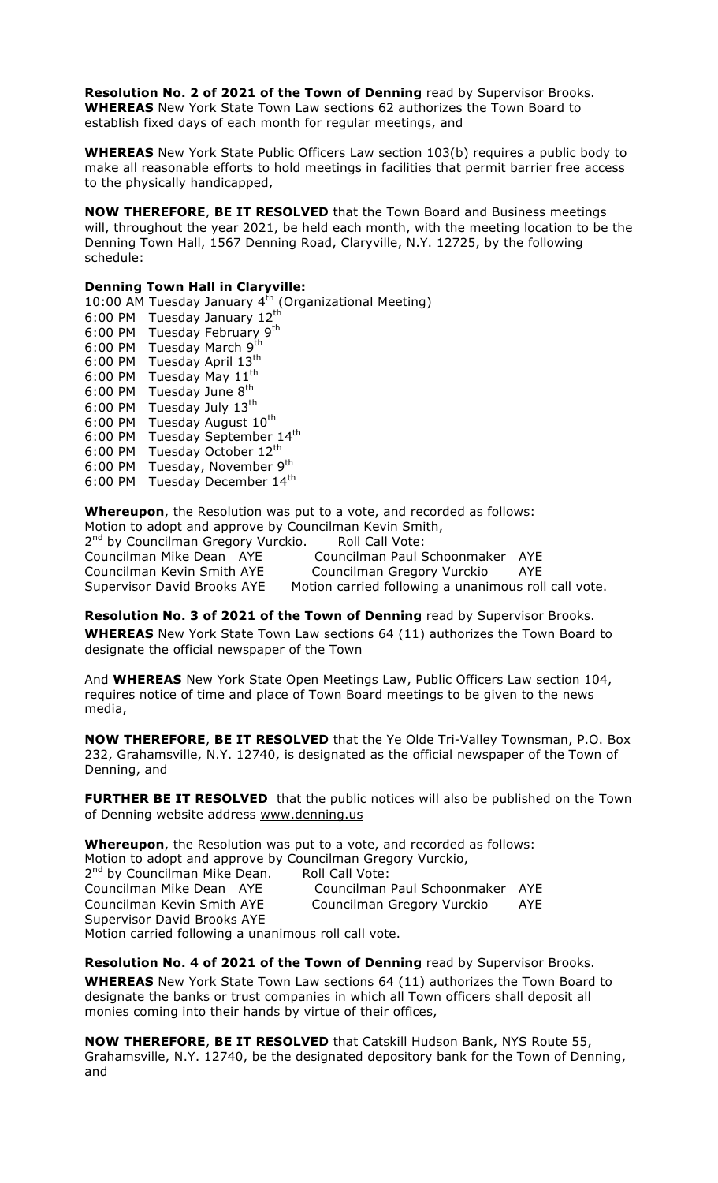**Resolution No. 2 of 2021 of the Town of Denning** read by Supervisor Brooks.
**WHEREAS** New York State Town Law sections 62 authorizes the Town Board to establish fixed days of each month for regular meetings, and

**WHEREAS** New York State Public Officers Law section 103(b) requires a public body to make all reasonable efforts to hold meetings in facilities that permit barrier free access to the physically handicapped,

**NOW THEREFORE**, **BE IT RESOLVED** that the Town Board and Business meetings will, throughout the year 2021, be held each month, with the meeting location to be the Denning Town Hall, 1567 Denning Road, Claryville, N.Y. 12725, by the following schedule:

**Denning Town Hall in Claryville:**

10:00 AM Tuesday January 4th (Organizational Meeting)
6:00 PM Tuesday January 12th
6:00 PM Tuesday February 9th
6:00 PM Tuesday March 9th
6:00 PM Tuesday April 13th
6:00 PM Tuesday May 11th
6:00 PM Tuesday June 8th
6:00 PM Tuesday July 13th
6:00 PM Tuesday August 10th
6:00 PM Tuesday September 14th
6:00 PM Tuesday October 12th
6:00 PM Tuesday, November 9th
6:00 PM Tuesday December 14th

**Whereupon**, the Resolution was put to a vote, and recorded as follows:
Motion to adopt and approve by Councilman Kevin Smith,
2nd by Councilman Gregory Vurckio. Roll Call Vote:
Councilman Mike Dean AYE Councilman Paul Schoonmaker AYE
Councilman Kevin Smith AYE Councilman Gregory Vurckio AYE
Supervisor David Brooks AYE Motion carried following a unanimous roll call vote.

**Resolution No. 3 of 2021 of the Town of Denning** read by Supervisor Brooks.
**WHEREAS** New York State Town Law sections 64 (11) authorizes the Town Board to designate the official newspaper of the Town

And **WHEREAS** New York State Open Meetings Law, Public Officers Law section 104, requires notice of time and place of Town Board meetings to be given to the news media,

**NOW THEREFORE**, **BE IT RESOLVED** that the Ye Olde Tri-Valley Townsman, P.O. Box 232, Grahamsville, N.Y. 12740, is designated as the official newspaper of the Town of Denning, and

**FURTHER BE IT RESOLVED** that the public notices will also be published on the Town of Denning website address www.denning.us

**Whereupon**, the Resolution was put to a vote, and recorded as follows:
Motion to adopt and approve by Councilman Gregory Vurckio,
2nd by Councilman Mike Dean. Roll Call Vote:
Councilman Mike Dean AYE Councilman Paul Schoonmaker AYE
Councilman Kevin Smith AYE Councilman Gregory Vurckio AYE
Supervisor David Brooks AYE
Motion carried following a unanimous roll call vote.

**Resolution No. 4 of 2021 of the Town of Denning** read by Supervisor Brooks.
**WHEREAS** New York State Town Law sections 64 (11) authorizes the Town Board to designate the banks or trust companies in which all Town officers shall deposit all monies coming into their hands by virtue of their offices,

**NOW THEREFORE**, **BE IT RESOLVED** that Catskill Hudson Bank, NYS Route 55, Grahamsville, N.Y. 12740, be the designated depository bank for the Town of Denning, and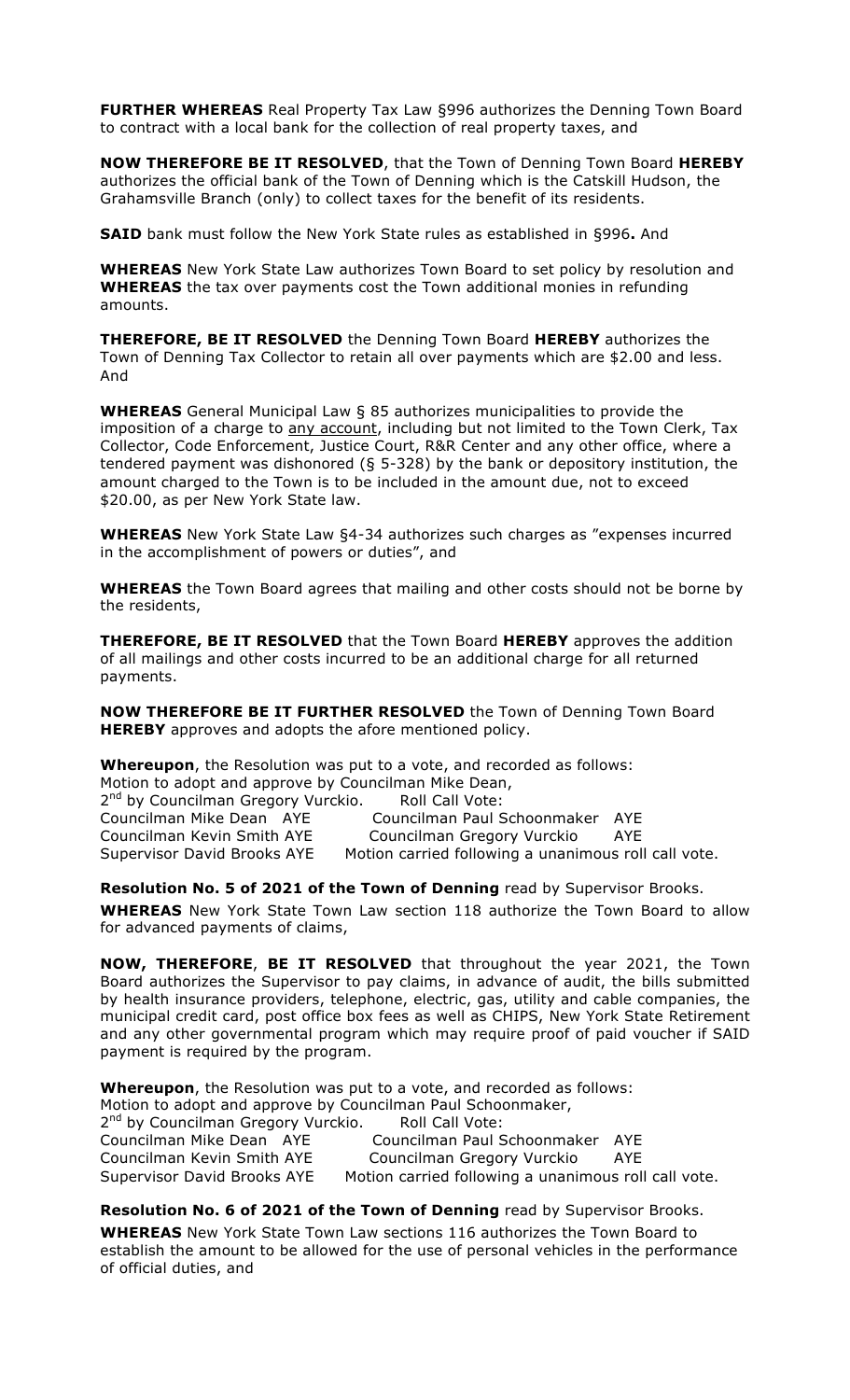**FURTHER WHEREAS** Real Property Tax Law §996 authorizes the Denning Town Board to contract with a local bank for the collection of real property taxes, and

**NOW THEREFORE BE IT RESOLVED**, that the Town of Denning Town Board **HEREBY** authorizes the official bank of the Town of Denning which is the Catskill Hudson, the Grahamsville Branch (only) to collect taxes for the benefit of its residents.

**SAID** bank must follow the New York State rules as established in §996**.** And

**WHEREAS** New York State Law authorizes Town Board to set policy by resolution and **WHEREAS** the tax over payments cost the Town additional monies in refunding amounts.

**THEREFORE, BE IT RESOLVED** the Denning Town Board **HEREBY** authorizes the Town of Denning Tax Collector to retain all over payments which are $2.00 and less. And

**WHEREAS** General Municipal Law § 85 authorizes municipalities to provide the imposition of a charge to any account, including but not limited to the Town Clerk, Tax Collector, Code Enforcement, Justice Court, R&R Center and any other office, where a tendered payment was dishonored (§ 5-328) by the bank or depository institution, the amount charged to the Town is to be included in the amount due, not to exceed $20.00, as per New York State law.

**WHEREAS** New York State Law §4-34 authorizes such charges as "expenses incurred in the accomplishment of powers or duties", and

**WHEREAS** the Town Board agrees that mailing and other costs should not be borne by the residents,

**THEREFORE, BE IT RESOLVED** that the Town Board **HEREBY** approves the addition of all mailings and other costs incurred to be an additional charge for all returned payments.

**NOW THEREFORE BE IT FURTHER RESOLVED** the Town of Denning Town Board **HEREBY** approves and adopts the afore mentioned policy.

**Whereupon**, the Resolution was put to a vote, and recorded as follows:
Motion to adopt and approve by Councilman Mike Dean,
2nd by Councilman Gregory Vurckio. Roll Call Vote:
Councilman Mike Dean AYE Councilman Paul Schoonmaker AYE
Councilman Kevin Smith AYE Councilman Gregory Vurckio AYE
Supervisor David Brooks AYE Motion carried following a unanimous roll call vote.

**Resolution No. 5 of 2021 of the Town of Denning** read by Supervisor Brooks.

**WHEREAS** New York State Town Law section 118 authorize the Town Board to allow for advanced payments of claims,

**NOW, THEREFORE**, **BE IT RESOLVED** that throughout the year 2021, the Town Board authorizes the Supervisor to pay claims, in advance of audit, the bills submitted by health insurance providers, telephone, electric, gas, utility and cable companies, the municipal credit card, post office box fees as well as CHIPS, New York State Retirement and any other governmental program which may require proof of paid voucher if SAID payment is required by the program.

**Whereupon**, the Resolution was put to a vote, and recorded as follows:
Motion to adopt and approve by Councilman Paul Schoonmaker,
2nd by Councilman Gregory Vurckio. Roll Call Vote:
Councilman Mike Dean AYE Councilman Paul Schoonmaker AYE
Councilman Kevin Smith AYE Councilman Gregory Vurckio AYE
Supervisor David Brooks AYE Motion carried following a unanimous roll call vote.

**Resolution No. 6 of 2021 of the Town of Denning** read by Supervisor Brooks.

**WHEREAS** New York State Town Law sections 116 authorizes the Town Board to establish the amount to be allowed for the use of personal vehicles in the performance of official duties, and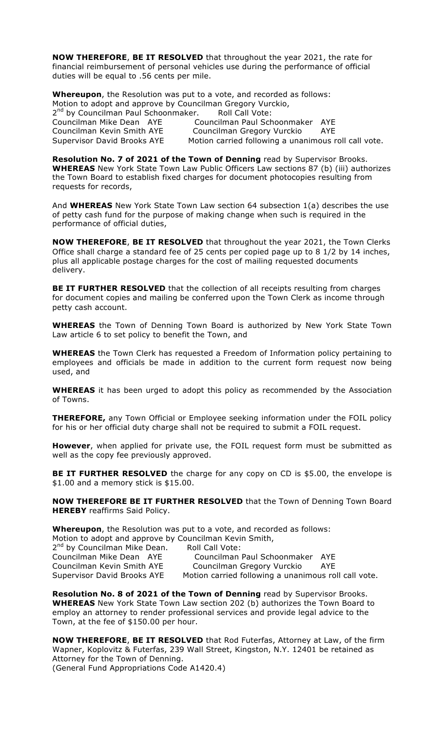**NOW THEREFORE**, **BE IT RESOLVED** that throughout the year 2021, the rate for financial reimbursement of personal vehicles use during the performance of official duties will be equal to .56 cents per mile.

**Whereupon**, the Resolution was put to a vote, and recorded as follows:
Motion to adopt and approve by Councilman Gregory Vurckio,
2nd by Councilman Paul Schoonmaker. Roll Call Vote:
Councilman Mike Dean AYE Councilman Paul Schoonmaker AYE
Councilman Kevin Smith AYE Councilman Gregory Vurckio AYE
Supervisor David Brooks AYE Motion carried following a unanimous roll call vote.

**Resolution No. 7 of 2021 of the Town of Denning** read by Supervisor Brooks.
**WHEREAS** New York State Town Law Public Officers Law sections 87 (b) (iii) authorizes the Town Board to establish fixed charges for document photocopies resulting from requests for records,

And **WHEREAS** New York State Town Law section 64 subsection 1(a) describes the use of petty cash fund for the purpose of making change when such is required in the performance of official duties,

**NOW THEREFORE**, **BE IT RESOLVED** that throughout the year 2021, the Town Clerks Office shall charge a standard fee of 25 cents per copied page up to 8 1/2 by 14 inches, plus all applicable postage charges for the cost of mailing requested documents delivery.

**BE IT FURTHER RESOLVED** that the collection of all receipts resulting from charges for document copies and mailing be conferred upon the Town Clerk as income through petty cash account.

**WHEREAS** the Town of Denning Town Board is authorized by New York State Town Law article 6 to set policy to benefit the Town, and

**WHEREAS** the Town Clerk has requested a Freedom of Information policy pertaining to employees and officials be made in addition to the current form request now being used, and

**WHEREAS** it has been urged to adopt this policy as recommended by the Association of Towns.

**THEREFORE,** any Town Official or Employee seeking information under the FOIL policy for his or her official duty charge shall not be required to submit a FOIL request.

**However**, when applied for private use, the FOIL request form must be submitted as well as the copy fee previously approved.

**BE IT FURTHER RESOLVED** the charge for any copy on CD is $5.00, the envelope is $1.00 and a memory stick is $15.00.

**NOW THEREFORE BE IT FURTHER RESOLVED** that the Town of Denning Town Board **HEREBY** reaffirms Said Policy.

**Whereupon**, the Resolution was put to a vote, and recorded as follows:
Motion to adopt and approve by Councilman Kevin Smith,
2nd by Councilman Mike Dean. Roll Call Vote:
Councilman Mike Dean AYE Councilman Paul Schoonmaker AYE
Councilman Kevin Smith AYE Councilman Gregory Vurckio AYE
Supervisor David Brooks AYE Motion carried following a unanimous roll call vote.

**Resolution No. 8 of 2021 of the Town of Denning** read by Supervisor Brooks.
**WHEREAS** New York State Town Law section 202 (b) authorizes the Town Board to employ an attorney to render professional services and provide legal advice to the Town, at the fee of $150.00 per hour.

**NOW THEREFORE**, **BE IT RESOLVED** that Rod Futerfas, Attorney at Law, of the firm Wapner, Koplovitz & Futerfas, 239 Wall Street, Kingston, N.Y. 12401 be retained as Attorney for the Town of Denning.
(General Fund Appropriations Code A1420.4)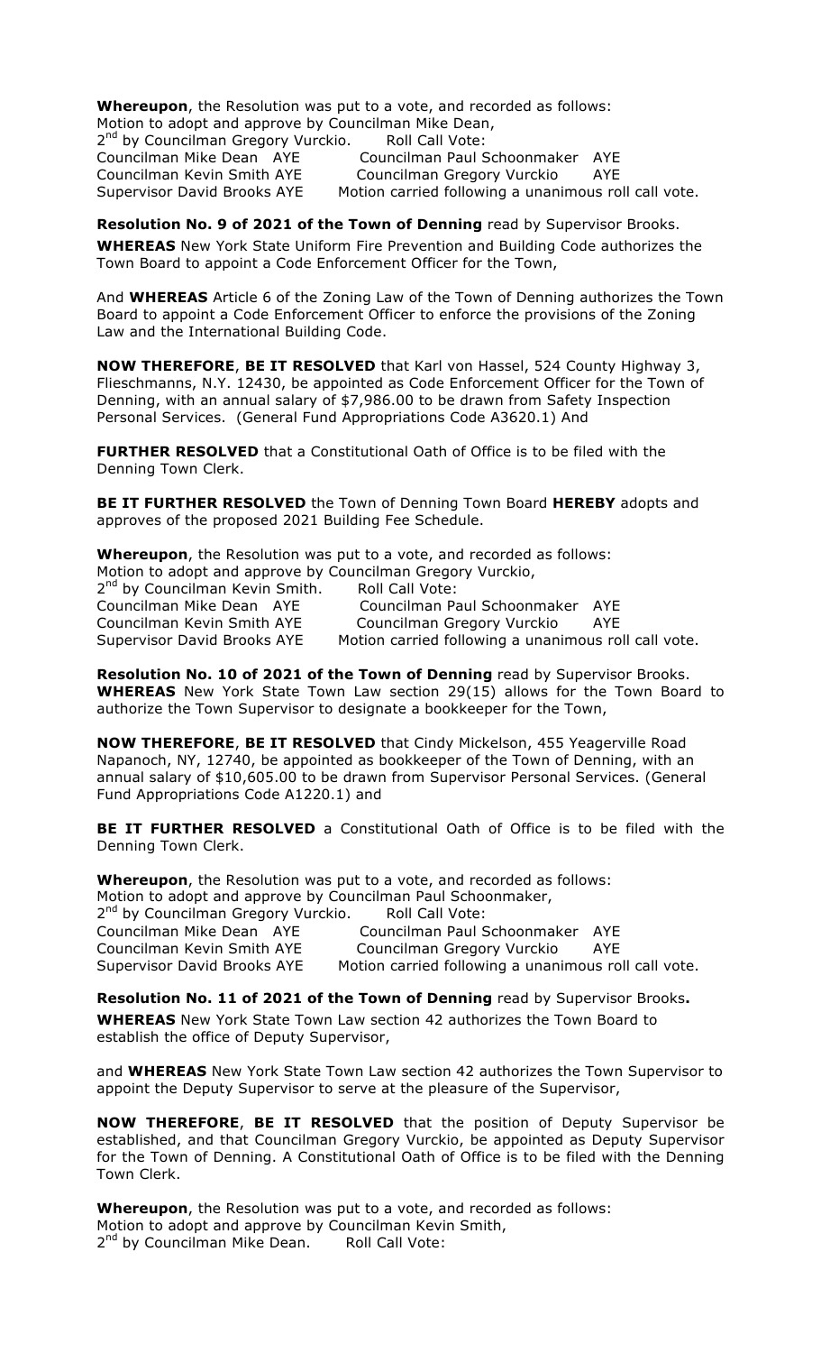**Whereupon**, the Resolution was put to a vote, and recorded as follows:
Motion to adopt and approve by Councilman Mike Dean,
2nd by Councilman Gregory Vurckio. Roll Call Vote:

| | |
|---|---|
| Councilman Mike Dean AYE | Councilman Paul Schoonmaker AYE |
| Councilman Kevin Smith AYE | Councilman Gregory Vurckio AYE |
| Supervisor David Brooks AYE | Motion carried following a unanimous roll call vote. |

**Resolution No. 9 of 2021 of the Town of Denning** read by Supervisor Brooks.

**WHEREAS** New York State Uniform Fire Prevention and Building Code authorizes the Town Board to appoint a Code Enforcement Officer for the Town,

And **WHEREAS** Article 6 of the Zoning Law of the Town of Denning authorizes the Town Board to appoint a Code Enforcement Officer to enforce the provisions of the Zoning Law and the International Building Code.

**NOW THEREFORE**, **BE IT RESOLVED** that Karl von Hassel, 524 County Highway 3, Flieschmanns, N.Y. 12430, be appointed as Code Enforcement Officer for the Town of Denning, with an annual salary of $7,986.00 to be drawn from Safety Inspection Personal Services. (General Fund Appropriations Code A3620.1) And

**FURTHER RESOLVED** that a Constitutional Oath of Office is to be filed with the Denning Town Clerk.

**BE IT FURTHER RESOLVED** the Town of Denning Town Board **HEREBY** adopts and approves of the proposed 2021 Building Fee Schedule.

**Whereupon**, the Resolution was put to a vote, and recorded as follows:
Motion to adopt and approve by Councilman Gregory Vurckio,
2nd by Councilman Kevin Smith. Roll Call Vote:

| | |
|---|---|
| Councilman Mike Dean AYE | Councilman Paul Schoonmaker AYE |
| Councilman Kevin Smith AYE | Councilman Gregory Vurckio AYE |
| Supervisor David Brooks AYE | Motion carried following a unanimous roll call vote. |

**Resolution No. 10 of 2021 of the Town of Denning** read by Supervisor Brooks.
**WHEREAS** New York State Town Law section 29(15) allows for the Town Board to authorize the Town Supervisor to designate a bookkeeper for the Town,

**NOW THEREFORE**, **BE IT RESOLVED** that Cindy Mickelson, 455 Yeagerville Road Napanoch, NY, 12740, be appointed as bookkeeper of the Town of Denning, with an annual salary of $10,605.00 to be drawn from Supervisor Personal Services. (General Fund Appropriations Code A1220.1) and

**BE IT FURTHER RESOLVED** a Constitutional Oath of Office is to be filed with the Denning Town Clerk.

**Whereupon**, the Resolution was put to a vote, and recorded as follows:
Motion to adopt and approve by Councilman Paul Schoonmaker,
2nd by Councilman Gregory Vurckio. Roll Call Vote:

| | |
|---|---|
| Councilman Mike Dean AYE | Councilman Paul Schoonmaker AYE |
| Councilman Kevin Smith AYE | Councilman Gregory Vurckio AYE |
| Supervisor David Brooks AYE | Motion carried following a unanimous roll call vote. |

**Resolution No. 11 of 2021 of the Town of Denning** read by Supervisor Brooks**.**

**WHEREAS** New York State Town Law section 42 authorizes the Town Board to establish the office of Deputy Supervisor,

and **WHEREAS** New York State Town Law section 42 authorizes the Town Supervisor to appoint the Deputy Supervisor to serve at the pleasure of the Supervisor,

**NOW THEREFORE**, **BE IT RESOLVED** that the position of Deputy Supervisor be established, and that Councilman Gregory Vurckio, be appointed as Deputy Supervisor for the Town of Denning. A Constitutional Oath of Office is to be filed with the Denning Town Clerk.

**Whereupon**, the Resolution was put to a vote, and recorded as follows:
Motion to adopt and approve by Councilman Kevin Smith,
2nd by Councilman Mike Dean. Roll Call Vote: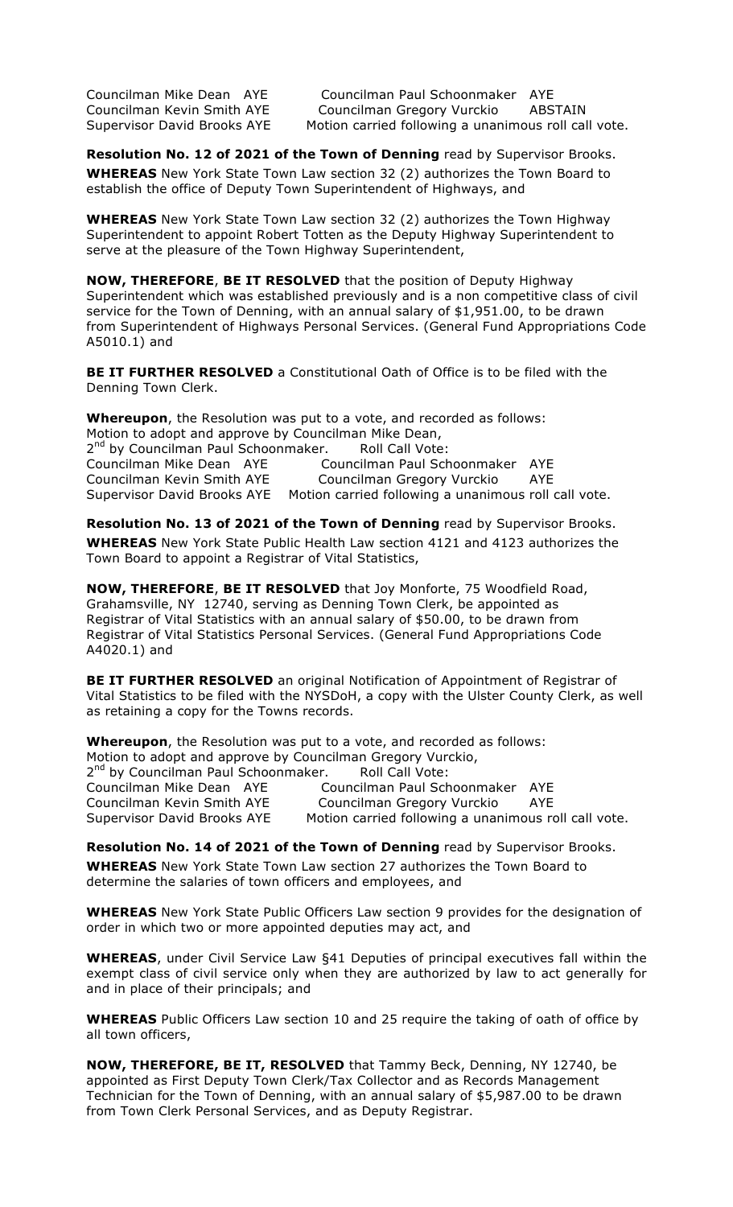Councilman Mike Dean AYE Councilman Paul Schoonmaker AYE
Councilman Kevin Smith AYE Councilman Gregory Vurckio ABSTAIN
Supervisor David Brooks AYE Motion carried following a unanimous roll call vote.

**Resolution No. 12 of 2021 of the Town of Denning** read by Supervisor Brooks.

**WHEREAS** New York State Town Law section 32 (2) authorizes the Town Board to establish the office of Deputy Town Superintendent of Highways, and

**WHEREAS** New York State Town Law section 32 (2) authorizes the Town Highway Superintendent to appoint Robert Totten as the Deputy Highway Superintendent to serve at the pleasure of the Town Highway Superintendent,

**NOW, THEREFORE**, **BE IT RESOLVED** that the position of Deputy Highway Superintendent which was established previously and is a non competitive class of civil service for the Town of Denning, with an annual salary of $1,951.00, to be drawn from Superintendent of Highways Personal Services. (General Fund Appropriations Code A5010.1) and

**BE IT FURTHER RESOLVED** a Constitutional Oath of Office is to be filed with the Denning Town Clerk.

**Whereupon**, the Resolution was put to a vote, and recorded as follows:
Motion to adopt and approve by Councilman Mike Dean,
2nd by Councilman Paul Schoonmaker. Roll Call Vote:
Councilman Mike Dean AYE Councilman Paul Schoonmaker AYE
Councilman Kevin Smith AYE Councilman Gregory Vurckio AYE
Supervisor David Brooks AYE Motion carried following a unanimous roll call vote.

**Resolution No. 13 of 2021 of the Town of Denning** read by Supervisor Brooks.

**WHEREAS** New York State Public Health Law section 4121 and 4123 authorizes the Town Board to appoint a Registrar of Vital Statistics,

**NOW, THEREFORE**, **BE IT RESOLVED** that Joy Monforte, 75 Woodfield Road, Grahamsville, NY 12740, serving as Denning Town Clerk, be appointed as Registrar of Vital Statistics with an annual salary of $50.00, to be drawn from Registrar of Vital Statistics Personal Services. (General Fund Appropriations Code A4020.1) and

**BE IT FURTHER RESOLVED** an original Notification of Appointment of Registrar of Vital Statistics to be filed with the NYSDoH, a copy with the Ulster County Clerk, as well as retaining a copy for the Towns records.

**Whereupon**, the Resolution was put to a vote, and recorded as follows:
Motion to adopt and approve by Councilman Gregory Vurckio,
2nd by Councilman Paul Schoonmaker. Roll Call Vote:
Councilman Mike Dean AYE Councilman Paul Schoonmaker AYE
Councilman Kevin Smith AYE Councilman Gregory Vurckio AYE
Supervisor David Brooks AYE Motion carried following a unanimous roll call vote.

**Resolution No. 14 of 2021 of the Town of Denning** read by Supervisor Brooks.

**WHEREAS** New York State Town Law section 27 authorizes the Town Board to determine the salaries of town officers and employees, and

**WHEREAS** New York State Public Officers Law section 9 provides for the designation of order in which two or more appointed deputies may act, and

**WHEREAS**, under Civil Service Law §41 Deputies of principal executives fall within the exempt class of civil service only when they are authorized by law to act generally for and in place of their principals; and

**WHEREAS** Public Officers Law section 10 and 25 require the taking of oath of office by all town officers,

**NOW, THEREFORE, BE IT, RESOLVED** that Tammy Beck, Denning, NY 12740, be appointed as First Deputy Town Clerk/Tax Collector and as Records Management Technician for the Town of Denning, with an annual salary of $5,987.00 to be drawn from Town Clerk Personal Services, and as Deputy Registrar.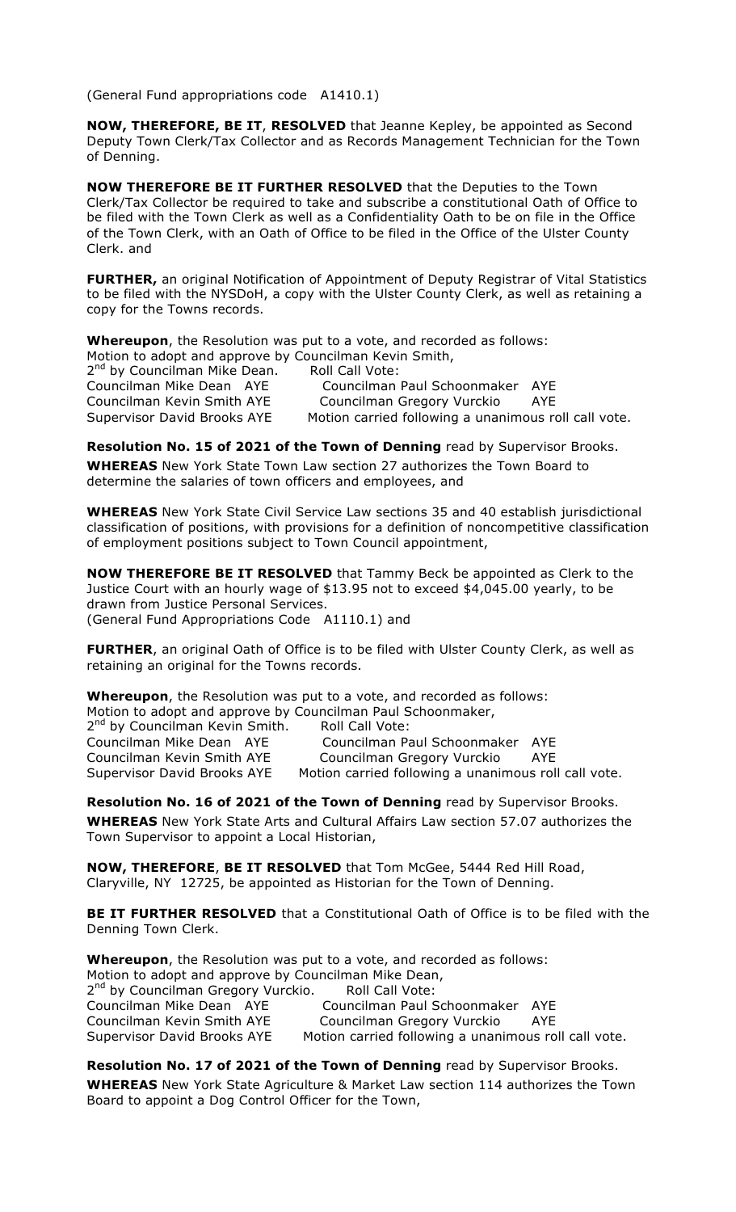(General Fund appropriations code   A1410.1)

**NOW, THEREFORE, BE IT**, **RESOLVED** that Jeanne Kepley, be appointed as Second Deputy Town Clerk/Tax Collector and as Records Management Technician for the Town of Denning.

**NOW THEREFORE BE IT FURTHER RESOLVED** that the Deputies to the Town Clerk/Tax Collector be required to take and subscribe a constitutional Oath of Office to be filed with the Town Clerk as well as a Confidentiality Oath to be on file in the Office of the Town Clerk, with an Oath of Office to be filed in the Office of the Ulster County Clerk. and

**FURTHER,** an original Notification of Appointment of Deputy Registrar of Vital Statistics to be filed with the NYSDoH, a copy with the Ulster County Clerk, as well as retaining a copy for the Towns records.

**Whereupon**, the Resolution was put to a vote, and recorded as follows:
Motion to adopt and approve by Councilman Kevin Smith,
2nd by Councilman Mike Dean.     Roll Call Vote:
Councilman Mike Dean  AYE     Councilman Paul Schoonmaker  AYE
Councilman Kevin Smith AYE     Councilman Gregory Vurckio     AYE
Supervisor David Brooks AYE     Motion carried following a unanimous roll call vote.

**Resolution No. 15 of 2021 of the Town of Denning** read by Supervisor Brooks.

**WHEREAS** New York State Town Law section 27 authorizes the Town Board to determine the salaries of town officers and employees, and

**WHEREAS** New York State Civil Service Law sections 35 and 40 establish jurisdictional classification of positions, with provisions for a definition of noncompetitive classification of employment positions subject to Town Council appointment,

**NOW THEREFORE BE IT RESOLVED** that Tammy Beck be appointed as Clerk to the Justice Court with an hourly wage of $13.95 not to exceed $4,045.00 yearly, to be drawn from Justice Personal Services.
(General Fund Appropriations Code   A1110.1) and

**FURTHER**, an original Oath of Office is to be filed with Ulster County Clerk, as well as retaining an original for the Towns records.

**Whereupon**, the Resolution was put to a vote, and recorded as follows:
Motion to adopt and approve by Councilman Paul Schoonmaker,
2nd by Councilman Kevin Smith.     Roll Call Vote:
Councilman Mike Dean  AYE     Councilman Paul Schoonmaker  AYE
Councilman Kevin Smith AYE     Councilman Gregory Vurckio     AYE
Supervisor David Brooks AYE     Motion carried following a unanimous roll call vote.

**Resolution No. 16 of 2021 of the Town of Denning** read by Supervisor Brooks.

**WHEREAS** New York State Arts and Cultural Affairs Law section 57.07 authorizes the Town Supervisor to appoint a Local Historian,

**NOW, THEREFORE**, **BE IT RESOLVED** that Tom McGee, 5444 Red Hill Road, Claryville, NY 12725, be appointed as Historian for the Town of Denning.

**BE IT FURTHER RESOLVED** that a Constitutional Oath of Office is to be filed with the Denning Town Clerk.

**Whereupon**, the Resolution was put to a vote, and recorded as follows:
Motion to adopt and approve by Councilman Mike Dean,
2nd by Councilman Gregory Vurckio.     Roll Call Vote:
Councilman Mike Dean  AYE     Councilman Paul Schoonmaker  AYE
Councilman Kevin Smith AYE     Councilman Gregory Vurckio     AYE
Supervisor David Brooks AYE     Motion carried following a unanimous roll call vote.

**Resolution No. 17 of 2021 of the Town of Denning** read by Supervisor Brooks.

**WHEREAS** New York State Agriculture & Market Law section 114 authorizes the Town Board to appoint a Dog Control Officer for the Town,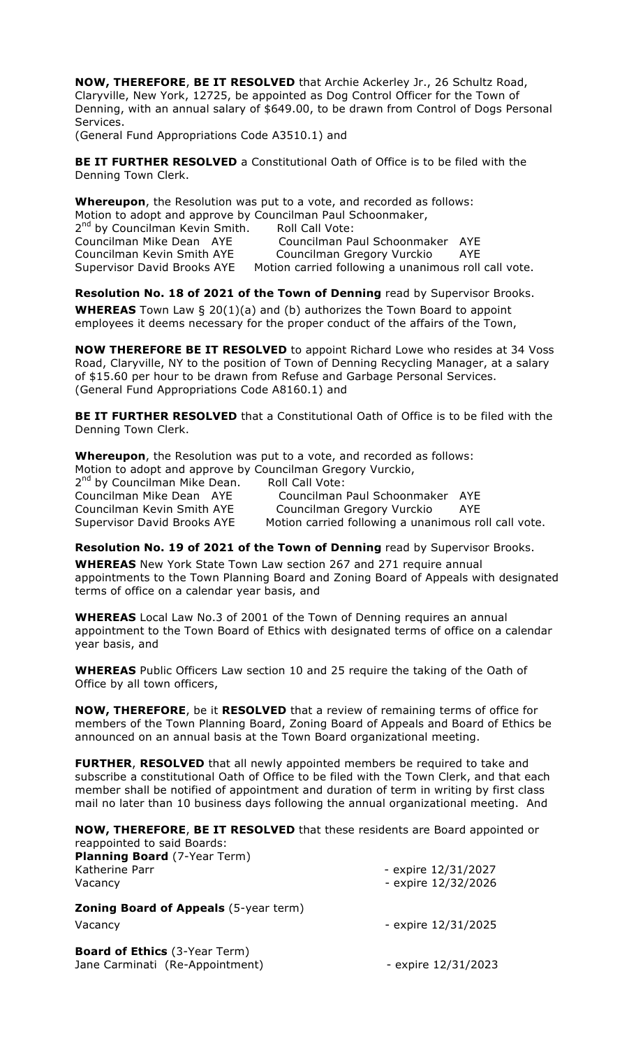**NOW, THEREFORE**, **BE IT RESOLVED** that Archie Ackerley Jr., 26 Schultz Road, Claryville, New York, 12725, be appointed as Dog Control Officer for the Town of Denning, with an annual salary of $649.00, to be drawn from Control of Dogs Personal Services.
(General Fund Appropriations Code A3510.1) and

**BE IT FURTHER RESOLVED** a Constitutional Oath of Office is to be filed with the Denning Town Clerk.

**Whereupon**, the Resolution was put to a vote, and recorded as follows:
Motion to adopt and approve by Councilman Paul Schoonmaker,
2nd by Councilman Kevin Smith. Roll Call Vote:
Councilman Mike Dean AYE Councilman Paul Schoonmaker AYE
Councilman Kevin Smith AYE Councilman Gregory Vurckio AYE
Supervisor David Brooks AYE Motion carried following a unanimous roll call vote.

**Resolution No. 18 of 2021 of the Town of Denning** read by Supervisor Brooks.

**WHEREAS** Town Law § 20(1)(a) and (b) authorizes the Town Board to appoint employees it deems necessary for the proper conduct of the affairs of the Town,

**NOW THEREFORE BE IT RESOLVED** to appoint Richard Lowe who resides at 34 Voss Road, Claryville, NY to the position of Town of Denning Recycling Manager, at a salary of $15.60 per hour to be drawn from Refuse and Garbage Personal Services. (General Fund Appropriations Code A8160.1) and

**BE IT FURTHER RESOLVED** that a Constitutional Oath of Office is to be filed with the Denning Town Clerk.

**Whereupon**, the Resolution was put to a vote, and recorded as follows:
Motion to adopt and approve by Councilman Gregory Vurckio,
2nd by Councilman Mike Dean. Roll Call Vote:
Councilman Mike Dean AYE Councilman Paul Schoonmaker AYE
Councilman Kevin Smith AYE Councilman Gregory Vurckio AYE
Supervisor David Brooks AYE Motion carried following a unanimous roll call vote.

**Resolution No. 19 of 2021 of the Town of Denning** read by Supervisor Brooks.

**WHEREAS** New York State Town Law section 267 and 271 require annual appointments to the Town Planning Board and Zoning Board of Appeals with designated terms of office on a calendar year basis, and

**WHEREAS** Local Law No.3 of 2001 of the Town of Denning requires an annual appointment to the Town Board of Ethics with designated terms of office on a calendar year basis, and

**WHEREAS** Public Officers Law section 10 and 25 require the taking of the Oath of Office by all town officers,

**NOW, THEREFORE**, be it **RESOLVED** that a review of remaining terms of office for members of the Town Planning Board, Zoning Board of Appeals and Board of Ethics be announced on an annual basis at the Town Board organizational meeting.

**FURTHER**, **RESOLVED** that all newly appointed members be required to take and subscribe a constitutional Oath of Office to be filed with the Town Clerk, and that each member shall be notified of appointment and duration of term in writing by first class mail no later than 10 business days following the annual organizational meeting. And

**NOW, THEREFORE**, **BE IT RESOLVED** that these residents are Board appointed or reappointed to said Boards:

**Planning Board** (7-Year Term)
Katherine Parr - expire 12/31/2027
Vacancy - expire 12/32/2026

**Zoning Board of Appeals** (5-year term)
Vacancy - expire 12/31/2025

**Board of Ethics** (3-Year Term)
Jane Carminati (Re-Appointment) - expire 12/31/2023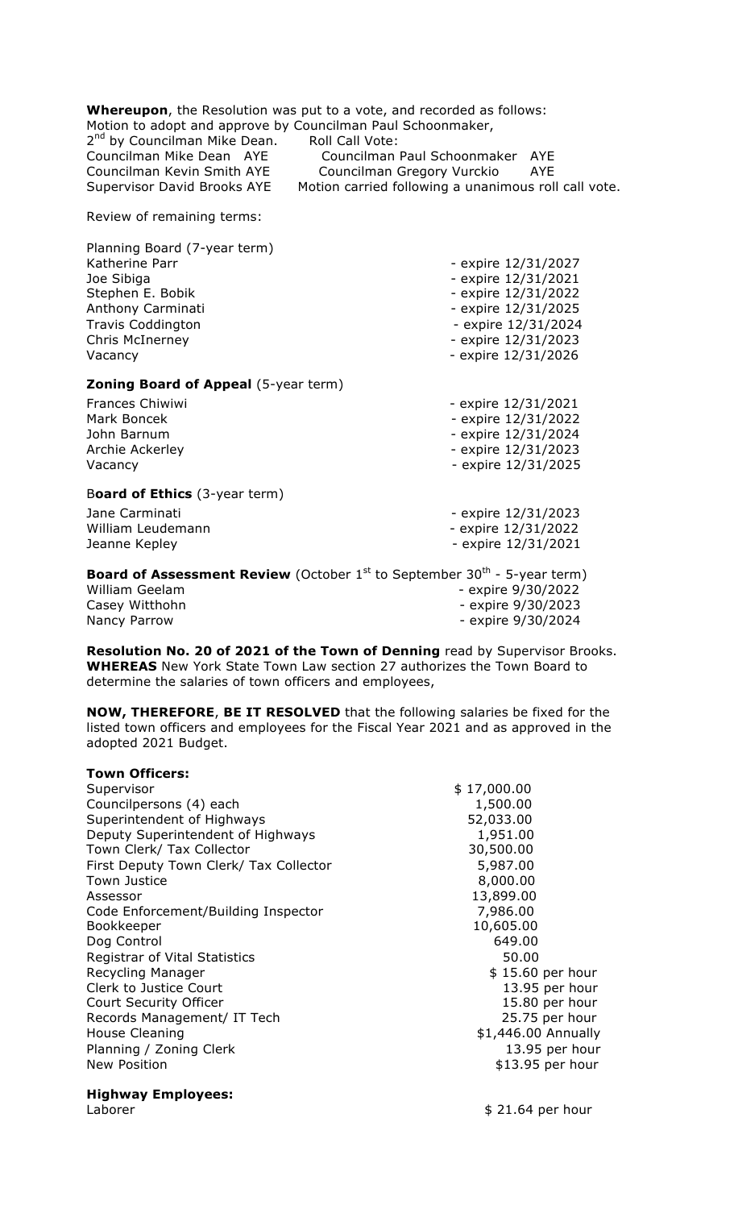**Whereupon**, the Resolution was put to a vote, and recorded as follows:
Motion to adopt and approve by Councilman Paul Schoonmaker,
2nd by Councilman Mike Dean. Roll Call Vote:

| | |
|---|---|
| Councilman Mike Dean AYE | Councilman Paul Schoonmaker AYE |
| Councilman Kevin Smith AYE | Councilman Gregory Vurckio AYE |
| Supervisor David Brooks AYE | Motion carried following a unanimous roll call vote. |

Review of remaining terms:

Planning Board (7-year term)

| | |
|---|---|
| Katherine Parr | - expire 12/31/2027 |
| Joe Sibiga | - expire 12/31/2021 |
| Stephen E. Bobik | - expire 12/31/2022 |
| Anthony Carminati | - expire 12/31/2025 |
| Travis Coddington | - expire 12/31/2024 |
| Chris McInerney | - expire 12/31/2023 |
| Vacancy | - expire 12/31/2026 |

**Zoning Board of Appeal** (5-year term)

| | |
|---|---|
| Frances Chiwiwi | - expire 12/31/2021 |
| Mark Boncek | - expire 12/31/2022 |
| John Barnum | - expire 12/31/2024 |
| Archie Ackerley | - expire 12/31/2023 |
| Vacancy | - expire 12/31/2025 |

B**oard of Ethics** (3-year term)

| | |
|---|---|
| Jane Carminati | - expire 12/31/2023 |
| William Leudemann | - expire 12/31/2022 |
| Jeanne Kepley | - expire 12/31/2021 |

**Board of Assessment Review** (October 1st to September 30th - 5-year term)

| | |
|---|---|
| William Geelam | - expire 9/30/2022 |
| Casey Witthohn | - expire 9/30/2023 |
| Nancy Parrow | - expire 9/30/2024 |

**Resolution No. 20 of 2021 of the Town of Denning** read by Supervisor Brooks.
**WHEREAS** New York State Town Law section 27 authorizes the Town Board to determine the salaries of town officers and employees,

**NOW, THEREFORE**, **BE IT RESOLVED** that the following salaries be fixed for the listed town officers and employees for the Fiscal Year 2021 and as approved in the adopted 2021 Budget.

**Town Officers:**

| | |
|---|---|
| Supervisor | $ 17,000.00 |
| Councilpersons (4) each | 1,500.00 |
| Superintendent of Highways | 52,033.00 |
| Deputy Superintendent of Highways | 1,951.00 |
| Town Clerk/ Tax Collector | 30,500.00 |
| First Deputy Town Clerk/ Tax Collector | 5,987.00 |
| Town Justice | 8,000.00 |
| Assessor | 13,899.00 |
| Code Enforcement/Building Inspector | 7,986.00 |
| Bookkeeper | 10,605.00 |
| Dog Control | 649.00 |
| Registrar of Vital Statistics | 50.00 |
| Recycling Manager | $ 15.60 per hour |
| Clerk to Justice Court | 13.95 per hour |
| Court Security Officer | 15.80 per hour |
| Records Management/ IT Tech | 25.75 per hour |
| House Cleaning | $1,446.00 Annually |
| Planning / Zoning Clerk | 13.95 per hour |
| New Position | $13.95 per hour |

**Highway Employees:**

| | |
|---|---|
| Laborer | $ 21.64 per hour |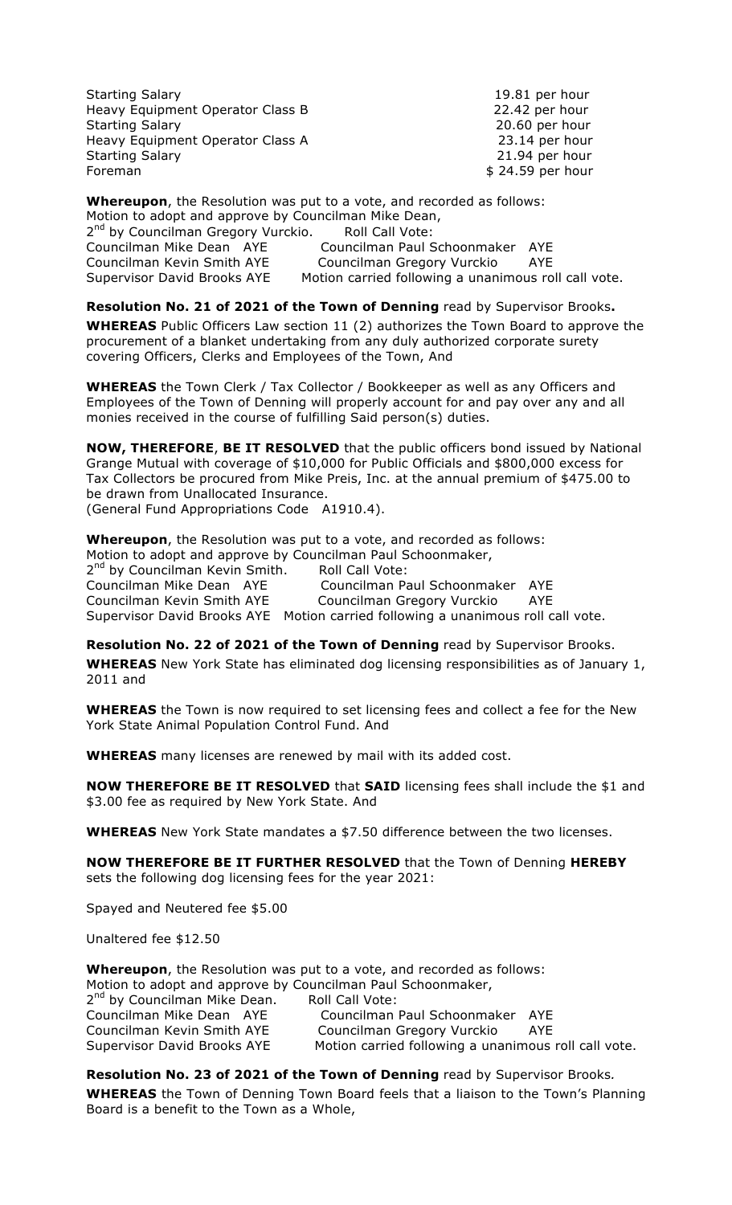| | |
|---|---|
| Starting Salary | 19.81 per hour |
| Heavy Equipment Operator Class B | 22.42 per hour |
| Starting Salary | 20.60 per hour |
| Heavy Equipment Operator Class A | 23.14 per hour |
| Starting Salary | 21.94 per hour |
| Foreman | $ 24.59 per hour |

**Whereupon**, the Resolution was put to a vote, and recorded as follows:
Motion to adopt and approve by Councilman Mike Dean,
2nd by Councilman Gregory Vurckio.  Roll Call Vote:
Councilman Mike Dean AYE  Councilman Paul Schoonmaker AYE
Councilman Kevin Smith AYE  Councilman Gregory Vurckio AYE
Supervisor David Brooks AYE  Motion carried following a unanimous roll call vote.

**Resolution No. 21 of 2021 of the Town of Denning** read by Supervisor Brooks**.**

**WHEREAS** Public Officers Law section 11 (2) authorizes the Town Board to approve the procurement of a blanket undertaking from any duly authorized corporate surety covering Officers, Clerks and Employees of the Town, And

**WHEREAS** the Town Clerk / Tax Collector / Bookkeeper as well as any Officers and Employees of the Town of Denning will properly account for and pay over any and all monies received in the course of fulfilling Said person(s) duties.

**NOW, THEREFORE**, **BE IT RESOLVED** that the public officers bond issued by National Grange Mutual with coverage of $10,000 for Public Officials and $800,000 excess for Tax Collectors be procured from Mike Preis, Inc. at the annual premium of $475.00 to be drawn from Unallocated Insurance.
(General Fund Appropriations Code A1910.4).

**Whereupon**, the Resolution was put to a vote, and recorded as follows:
Motion to adopt and approve by Councilman Paul Schoonmaker,
2nd by Councilman Kevin Smith.  Roll Call Vote:
Councilman Mike Dean AYE  Councilman Paul Schoonmaker AYE
Councilman Kevin Smith AYE  Councilman Gregory Vurckio AYE
Supervisor David Brooks AYE  Motion carried following a unanimous roll call vote.

**Resolution No. 22 of 2021 of the Town of Denning** read by Supervisor Brooks.

**WHEREAS** New York State has eliminated dog licensing responsibilities as of January 1, 2011 and

**WHEREAS** the Town is now required to set licensing fees and collect a fee for the New York State Animal Population Control Fund. And

**WHEREAS** many licenses are renewed by mail with its added cost.

**NOW THEREFORE BE IT RESOLVED** that **SAID** licensing fees shall include the $1 and $3.00 fee as required by New York State. And

**WHEREAS** New York State mandates a $7.50 difference between the two licenses.

**NOW THEREFORE BE IT FURTHER RESOLVED** that the Town of Denning **HEREBY** sets the following dog licensing fees for the year 2021:

Spayed and Neutered fee $5.00

Unaltered fee $12.50

**Whereupon**, the Resolution was put to a vote, and recorded as follows:
Motion to adopt and approve by Councilman Paul Schoonmaker,
2nd by Councilman Mike Dean.  Roll Call Vote:
Councilman Mike Dean AYE  Councilman Paul Schoonmaker AYE
Councilman Kevin Smith AYE  Councilman Gregory Vurckio AYE
Supervisor David Brooks AYE  Motion carried following a unanimous roll call vote.

**Resolution No. 23 of 2021 of the Town of Denning** read by Supervisor Brooks*.*

**WHEREAS** the Town of Denning Town Board feels that a liaison to the Town's Planning Board is a benefit to the Town as a Whole,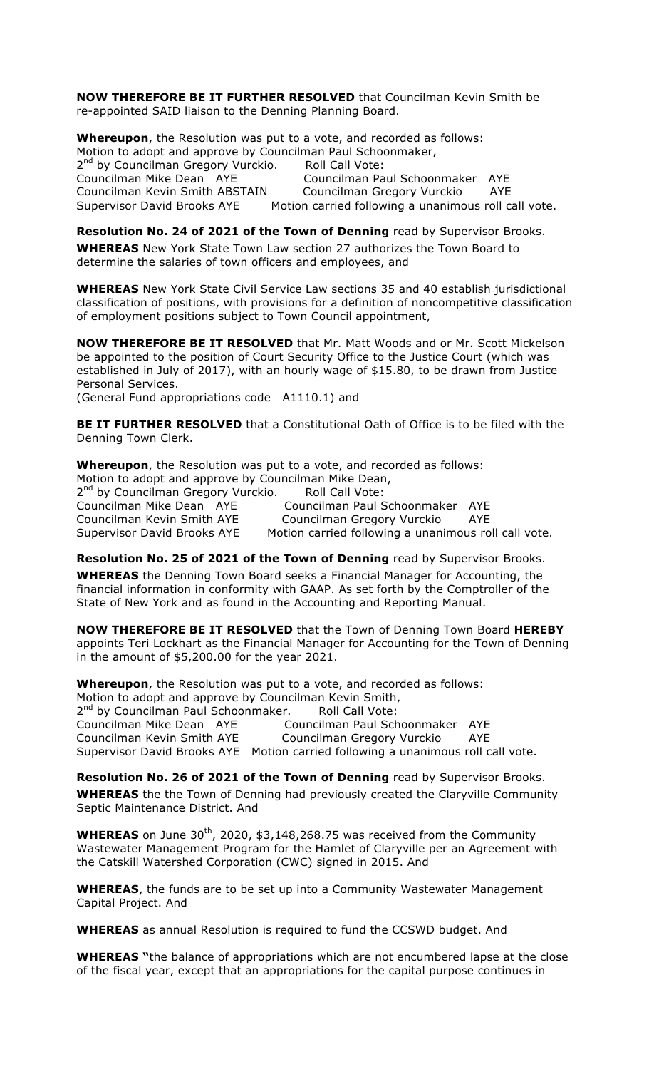**NOW THEREFORE BE IT FURTHER RESOLVED** that Councilman Kevin Smith be re-appointed SAID liaison to the Denning Planning Board.

**Whereupon**, the Resolution was put to a vote, and recorded as follows:
Motion to adopt and approve by Councilman Paul Schoonmaker,
2nd by Councilman Gregory Vurckio. Roll Call Vote:
Councilman Mike Dean AYE Councilman Paul Schoonmaker AYE
Councilman Kevin Smith ABSTAIN Councilman Gregory Vurckio AYE
Supervisor David Brooks AYE Motion carried following a unanimous roll call vote.

**Resolution No. 24 of 2021 of the Town of Denning** read by Supervisor Brooks.

**WHEREAS** New York State Town Law section 27 authorizes the Town Board to determine the salaries of town officers and employees, and

**WHEREAS** New York State Civil Service Law sections 35 and 40 establish jurisdictional classification of positions, with provisions for a definition of noncompetitive classification of employment positions subject to Town Council appointment,

**NOW THEREFORE BE IT RESOLVED** that Mr. Matt Woods and or Mr. Scott Mickelson be appointed to the position of Court Security Office to the Justice Court (which was established in July of 2017), with an hourly wage of $15.80, to be drawn from Justice Personal Services.
(General Fund appropriations code A1110.1) and

**BE IT FURTHER RESOLVED** that a Constitutional Oath of Office is to be filed with the Denning Town Clerk.

**Whereupon**, the Resolution was put to a vote, and recorded as follows:
Motion to adopt and approve by Councilman Mike Dean,
2nd by Councilman Gregory Vurckio. Roll Call Vote:
Councilman Mike Dean AYE Councilman Paul Schoonmaker AYE
Councilman Kevin Smith AYE Councilman Gregory Vurckio AYE
Supervisor David Brooks AYE Motion carried following a unanimous roll call vote.

**Resolution No. 25 of 2021 of the Town of Denning** read by Supervisor Brooks.

**WHEREAS** the Denning Town Board seeks a Financial Manager for Accounting, the financial information in conformity with GAAP. As set forth by the Comptroller of the State of New York and as found in the Accounting and Reporting Manual.

**NOW THEREFORE BE IT RESOLVED** that the Town of Denning Town Board **HEREBY** appoints Teri Lockhart as the Financial Manager for Accounting for the Town of Denning in the amount of $5,200.00 for the year 2021.

**Whereupon**, the Resolution was put to a vote, and recorded as follows:
Motion to adopt and approve by Councilman Kevin Smith,
2nd by Councilman Paul Schoonmaker. Roll Call Vote:
Councilman Mike Dean AYE Councilman Paul Schoonmaker AYE
Councilman Kevin Smith AYE Councilman Gregory Vurckio AYE
Supervisor David Brooks AYE Motion carried following a unanimous roll call vote.

**Resolution No. 26 of 2021 of the Town of Denning** read by Supervisor Brooks.

**WHEREAS** the the Town of Denning had previously created the Claryville Community Septic Maintenance District. And

**WHEREAS** on June 30th, 2020, $3,148,268.75 was received from the Community Wastewater Management Program for the Hamlet of Claryville per an Agreement with the Catskill Watershed Corporation (CWC) signed in 2015. And

**WHEREAS**, the funds are to be set up into a Community Wastewater Management Capital Project. And

**WHEREAS** as annual Resolution is required to fund the CCSWD budget. And

**WHEREAS "**the balance of appropriations which are not encumbered lapse at the close of the fiscal year, except that an appropriations for the capital purpose continues in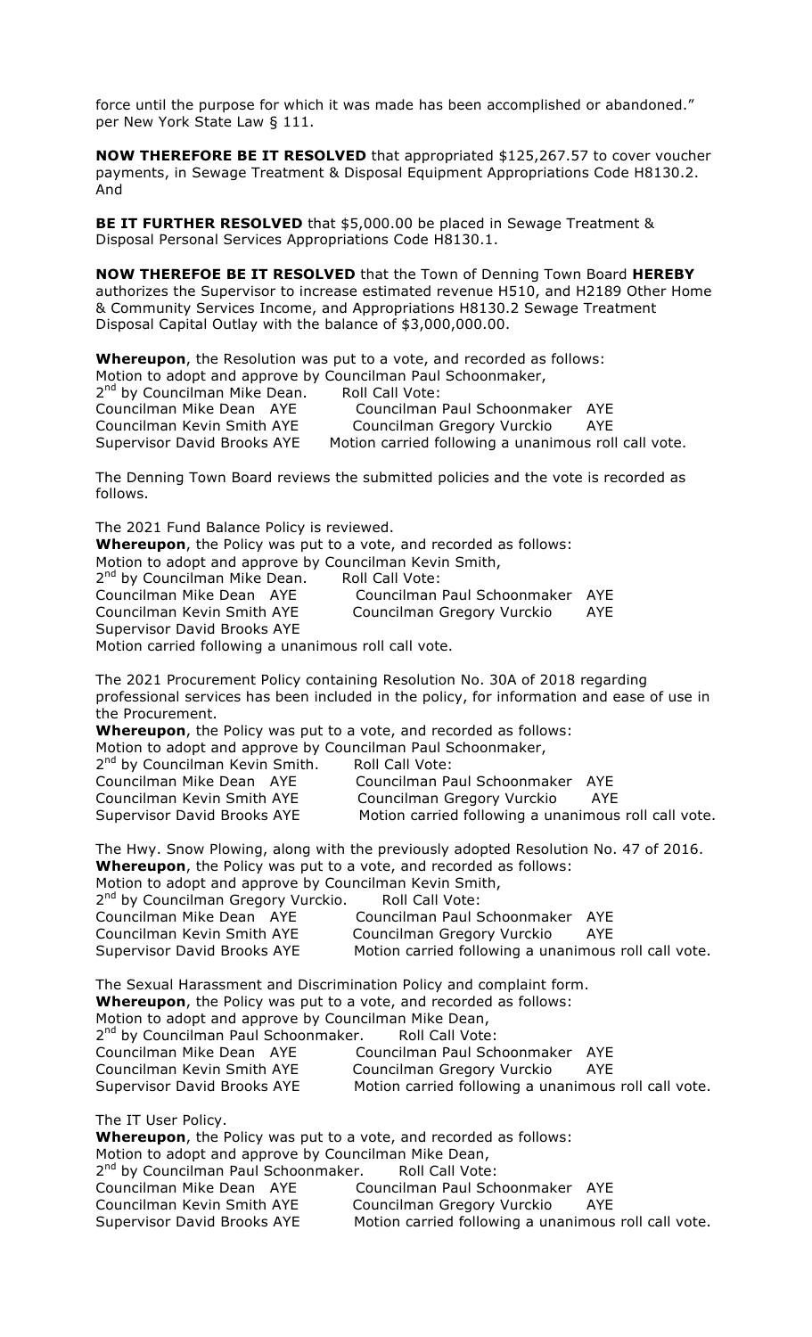force until the purpose for which it was made has been accomplished or abandoned." per New York State Law § 111.

**NOW THEREFORE BE IT RESOLVED** that appropriated $125,267.57 to cover voucher payments, in Sewage Treatment & Disposal Equipment Appropriations Code H8130.2. And

**BE IT FURTHER RESOLVED** that $5,000.00 be placed in Sewage Treatment & Disposal Personal Services Appropriations Code H8130.1.

**NOW THEREFOE BE IT RESOLVED** that the Town of Denning Town Board **HEREBY** authorizes the Supervisor to increase estimated revenue H510, and H2189 Other Home & Community Services Income, and Appropriations H8130.2 Sewage Treatment Disposal Capital Outlay with the balance of $3,000,000.00.

**Whereupon**, the Resolution was put to a vote, and recorded as follows:
Motion to adopt and approve by Councilman Paul Schoonmaker,
2nd by Councilman Mike Dean. Roll Call Vote:
Councilman Mike Dean AYE Councilman Paul Schoonmaker AYE
Councilman Kevin Smith AYE Councilman Gregory Vurckio AYE
Supervisor David Brooks AYE Motion carried following a unanimous roll call vote.

The Denning Town Board reviews the submitted policies and the vote is recorded as follows.

The 2021 Fund Balance Policy is reviewed.
**Whereupon**, the Policy was put to a vote, and recorded as follows:
Motion to adopt and approve by Councilman Kevin Smith,
2nd by Councilman Mike Dean. Roll Call Vote:
Councilman Mike Dean AYE Councilman Paul Schoonmaker AYE
Councilman Kevin Smith AYE Councilman Gregory Vurckio AYE
Supervisor David Brooks AYE
Motion carried following a unanimous roll call vote.

The 2021 Procurement Policy containing Resolution No. 30A of 2018 regarding professional services has been included in the policy, for information and ease of use in the Procurement.
**Whereupon**, the Policy was put to a vote, and recorded as follows:
Motion to adopt and approve by Councilman Paul Schoonmaker,
2nd by Councilman Kevin Smith. Roll Call Vote:
Councilman Mike Dean AYE Councilman Paul Schoonmaker AYE
Councilman Kevin Smith AYE Councilman Gregory Vurckio AYE
Supervisor David Brooks AYE Motion carried following a unanimous roll call vote.

The Hwy. Snow Plowing, along with the previously adopted Resolution No. 47 of 2016.
**Whereupon**, the Policy was put to a vote, and recorded as follows:
Motion to adopt and approve by Councilman Kevin Smith,
2nd by Councilman Gregory Vurckio. Roll Call Vote:
Councilman Mike Dean AYE Councilman Paul Schoonmaker AYE
Councilman Kevin Smith AYE Councilman Gregory Vurckio AYE
Supervisor David Brooks AYE Motion carried following a unanimous roll call vote.

The Sexual Harassment and Discrimination Policy and complaint form.
**Whereupon**, the Policy was put to a vote, and recorded as follows:
Motion to adopt and approve by Councilman Mike Dean,
2nd by Councilman Paul Schoonmaker. Roll Call Vote:
Councilman Mike Dean AYE Councilman Paul Schoonmaker AYE
Councilman Kevin Smith AYE Councilman Gregory Vurckio AYE
Supervisor David Brooks AYE Motion carried following a unanimous roll call vote.

The IT User Policy.
**Whereupon**, the Policy was put to a vote, and recorded as follows:
Motion to adopt and approve by Councilman Mike Dean,
2nd by Councilman Paul Schoonmaker. Roll Call Vote:
Councilman Mike Dean AYE Councilman Paul Schoonmaker AYE
Councilman Kevin Smith AYE Councilman Gregory Vurckio AYE
Supervisor David Brooks AYE Motion carried following a unanimous roll call vote.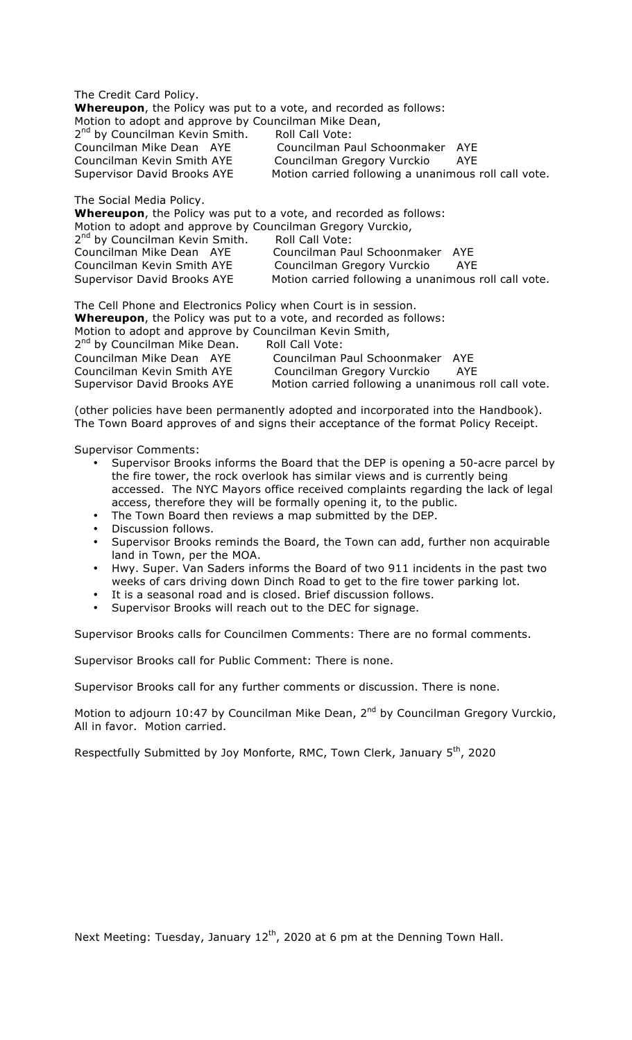The Credit Card Policy.
**Whereupon**, the Policy was put to a vote, and recorded as follows:
Motion to adopt and approve by Councilman Mike Dean,
2nd by Councilman Kevin Smith. Roll Call Vote:

| | |
|---|---|
| Councilman Mike Dean AYE | Councilman Paul Schoonmaker AYE |
| Councilman Kevin Smith AYE | Councilman Gregory Vurckio AYE |
| Supervisor David Brooks AYE | Motion carried following a unanimous roll call vote. |

The Social Media Policy.
**Whereupon**, the Policy was put to a vote, and recorded as follows:
Motion to adopt and approve by Councilman Gregory Vurckio,
2nd by Councilman Kevin Smith. Roll Call Vote:

| | |
|---|---|
| Councilman Mike Dean AYE | Councilman Paul Schoonmaker AYE |
| Councilman Kevin Smith AYE | Councilman Gregory Vurckio AYE |
| Supervisor David Brooks AYE | Motion carried following a unanimous roll call vote. |

The Cell Phone and Electronics Policy when Court is in session.
**Whereupon**, the Policy was put to a vote, and recorded as follows:
Motion to adopt and approve by Councilman Kevin Smith,
2nd by Councilman Mike Dean. Roll Call Vote:

| | |
|---|---|
| Councilman Mike Dean AYE | Councilman Paul Schoonmaker AYE |
| Councilman Kevin Smith AYE | Councilman Gregory Vurckio AYE |
| Supervisor David Brooks AYE | Motion carried following a unanimous roll call vote. |

(other policies have been permanently adopted and incorporated into the Handbook).
The Town Board approves of and signs their acceptance of the format Policy Receipt.

Supervisor Comments:

- Supervisor Brooks informs the Board that the DEP is opening a 50-acre parcel by the fire tower, the rock overlook has similar views and is currently being accessed. The NYC Mayors office received complaints regarding the lack of legal access, therefore they will be formally opening it, to the public.
- The Town Board then reviews a map submitted by the DEP.
- Discussion follows.
- Supervisor Brooks reminds the Board, the Town can add, further non acquirable land in Town, per the MOA.
- Hwy. Super. Van Saders informs the Board of two 911 incidents in the past two weeks of cars driving down Dinch Road to get to the fire tower parking lot.
- It is a seasonal road and is closed. Brief discussion follows.
- Supervisor Brooks will reach out to the DEC for signage.

Supervisor Brooks calls for Councilmen Comments: There are no formal comments.

Supervisor Brooks call for Public Comment: There is none.

Supervisor Brooks call for any further comments or discussion. There is none.

Motion to adjourn 10:47 by Councilman Mike Dean, 2nd by Councilman Gregory Vurckio, All in favor. Motion carried.

Respectfully Submitted by Joy Monforte, RMC, Town Clerk, January 5th, 2020

Next Meeting: Tuesday, January 12th, 2020 at 6 pm at the Denning Town Hall.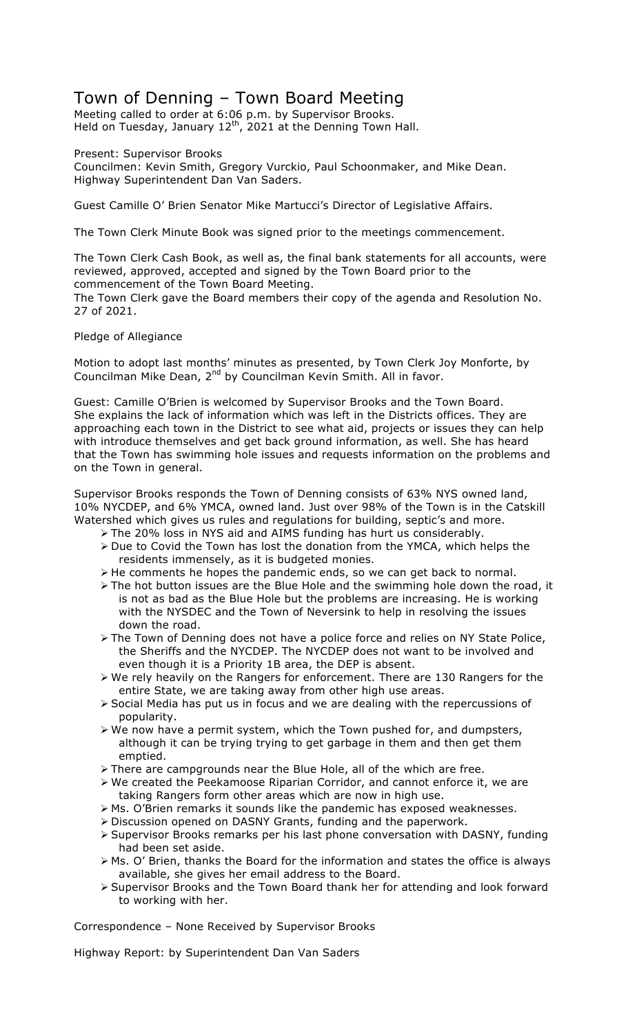# Town of Denning – Town Board Meeting

Meeting called to order at 6:06 p.m. by Supervisor Brooks.
Held on Tuesday, January 12th, 2021 at the Denning Town Hall.

Present: Supervisor Brooks
Councilmen: Kevin Smith, Gregory Vurckio, Paul Schoonmaker, and Mike Dean.
Highway Superintendent Dan Van Saders.

Guest Camille O' Brien Senator Mike Martucci's Director of Legislative Affairs.

The Town Clerk Minute Book was signed prior to the meetings commencement.

The Town Clerk Cash Book, as well as, the final bank statements for all accounts, were reviewed, approved, accepted and signed by the Town Board prior to the commencement of the Town Board Meeting.
The Town Clerk gave the Board members their copy of the agenda and Resolution No. 27 of 2021.

Pledge of Allegiance

Motion to adopt last months' minutes as presented, by Town Clerk Joy Monforte, by Councilman Mike Dean, 2nd by Councilman Kevin Smith. All in favor.

Guest: Camille O'Brien is welcomed by Supervisor Brooks and the Town Board. She explains the lack of information which was left in the Districts offices. They are approaching each town in the District to see what aid, projects or issues they can help with introduce themselves and get back ground information, as well. She has heard that the Town has swimming hole issues and requests information on the problems and on the Town in general.

Supervisor Brooks responds the Town of Denning consists of 63% NYS owned land, 10% NYCDEP, and 6% YMCA, owned land. Just over 98% of the Town is in the Catskill Watershed which gives us rules and regulations for building, septic's and more.

- The 20% loss in NYS aid and AIMS funding has hurt us considerably.
- Due to Covid the Town has lost the donation from the YMCA, which helps the residents immensely, as it is budgeted monies.
- He comments he hopes the pandemic ends, so we can get back to normal.
- The hot button issues are the Blue Hole and the swimming hole down the road, it is not as bad as the Blue Hole but the problems are increasing. He is working with the NYSDEC and the Town of Neversink to help in resolving the issues down the road.
- The Town of Denning does not have a police force and relies on NY State Police, the Sheriffs and the NYCDEP. The NYCDEP does not want to be involved and even though it is a Priority 1B area, the DEP is absent.
- We rely heavily on the Rangers for enforcement. There are 130 Rangers for the entire State, we are taking away from other high use areas.
- Social Media has put us in focus and we are dealing with the repercussions of popularity.
- We now have a permit system, which the Town pushed for, and dumpsters, although it can be trying trying to get garbage in them and then get them emptied.
- There are campgrounds near the Blue Hole, all of the which are free.
- We created the Peekamoose Riparian Corridor, and cannot enforce it, we are taking Rangers form other areas which are now in high use.
- Ms. O'Brien remarks it sounds like the pandemic has exposed weaknesses.
- Discussion opened on DASNY Grants, funding and the paperwork.
- Supervisor Brooks remarks per his last phone conversation with DASNY, funding had been set aside.
- Ms. O' Brien, thanks the Board for the information and states the office is always available, she gives her email address to the Board.
- Supervisor Brooks and the Town Board thank her for attending and look forward to working with her.

Correspondence – None Received by Supervisor Brooks

Highway Report: by Superintendent Dan Van Saders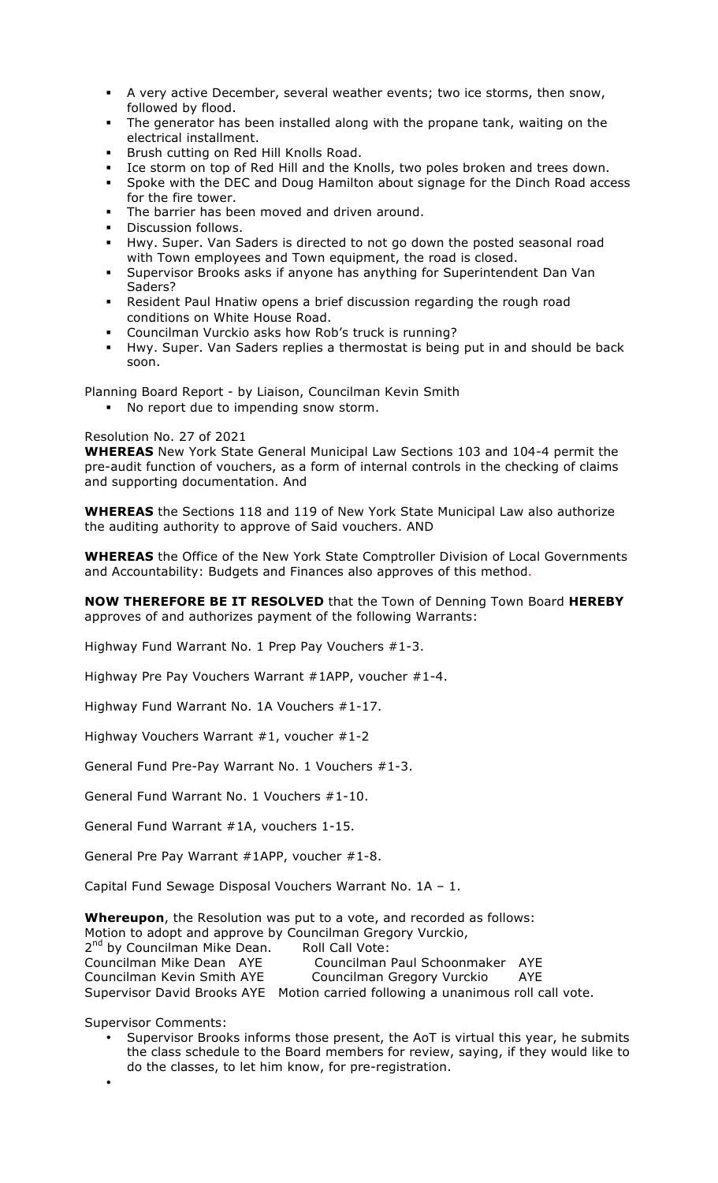- A very active December, several weather events; two ice storms, then snow, followed by flood.
- The generator has been installed along with the propane tank, waiting on the electrical installment.
- Brush cutting on Red Hill Knolls Road.
- Ice storm on top of Red Hill and the Knolls, two poles broken and trees down.
- Spoke with the DEC and Doug Hamilton about signage for the Dinch Road access for the fire tower.
- The barrier has been moved and driven around.
- Discussion follows.
- Hwy. Super. Van Saders is directed to not go down the posted seasonal road with Town employees and Town equipment, the road is closed.
- Supervisor Brooks asks if anyone has anything for Superintendent Dan Van Saders?
- Resident Paul Hnatiw opens a brief discussion regarding the rough road conditions on White House Road.
- Councilman Vurckio asks how Rob's truck is running?
- Hwy. Super. Van Saders replies a thermostat is being put in and should be back soon.

Planning Board Report - by Liaison, Councilman Kevin Smith

- No report due to impending snow storm.

Resolution No. 27 of 2021

**WHEREAS** New York State General Municipal Law Sections 103 and 104-4 permit the pre-audit function of vouchers, as a form of internal controls in the checking of claims and supporting documentation. And

**WHEREAS** the Sections 118 and 119 of New York State Municipal Law also authorize the auditing authority to approve of Said vouchers. AND

**WHEREAS** the Office of the New York State Comptroller Division of Local Governments and Accountability: Budgets and Finances also approves of this method.

**NOW THEREFORE BE IT RESOLVED** that the Town of Denning Town Board **HEREBY** approves of and authorizes payment of the following Warrants:

Highway Fund Warrant No. 1 Prep Pay Vouchers #1-3.

Highway Pre Pay Vouchers Warrant #1APP, voucher #1-4.

Highway Fund Warrant No. 1A Vouchers #1-17.

Highway Vouchers Warrant #1, voucher #1-2

General Fund Pre-Pay Warrant No. 1 Vouchers #1-3.

General Fund Warrant No. 1 Vouchers #1-10.

General Fund Warrant #1A, vouchers 1-15.

General Pre Pay Warrant #1APP, voucher #1-8.

Capital Fund Sewage Disposal Vouchers Warrant No. 1A – 1.

**Whereupon**, the Resolution was put to a vote, and recorded as follows:
Motion to adopt and approve by Councilman Gregory Vurckio,
2nd by Councilman Mike Dean. Roll Call Vote:
Councilman Mike Dean AYE Councilman Paul Schoonmaker AYE
Councilman Kevin Smith AYE Councilman Gregory Vurckio AYE
Supervisor David Brooks AYE Motion carried following a unanimous roll call vote.

Supervisor Comments:

- Supervisor Brooks informs those present, the AoT is virtual this year, he submits the class schedule to the Board members for review, saying, if they would like to do the classes, to let him know, for pre-registration.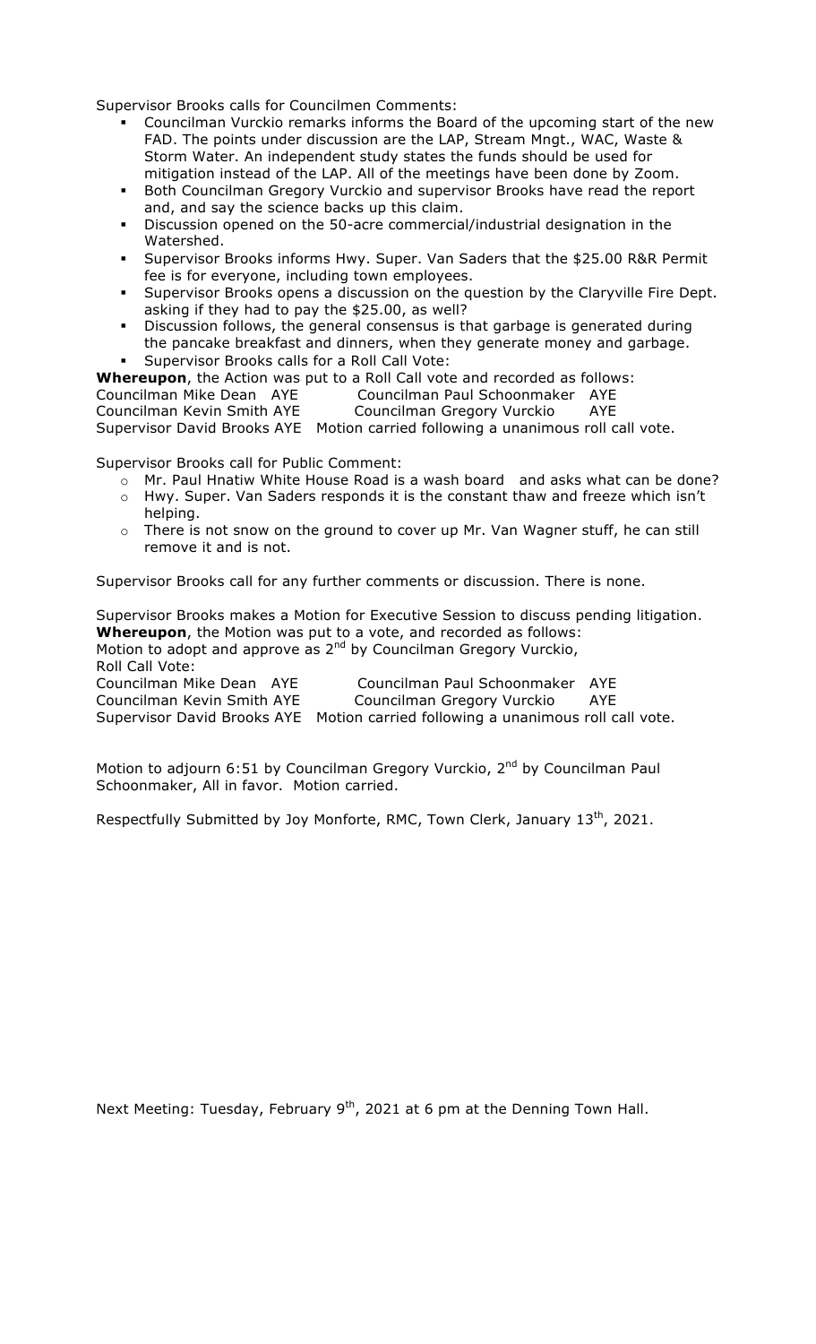Supervisor Brooks calls for Councilmen Comments:

- Councilman Vurckio remarks informs the Board of the upcoming start of the new FAD. The points under discussion are the LAP, Stream Mngt., WAC, Waste & Storm Water. An independent study states the funds should be used for mitigation instead of the LAP. All of the meetings have been done by Zoom.
- Both Councilman Gregory Vurckio and supervisor Brooks have read the report and, and say the science backs up this claim.
- Discussion opened on the 50-acre commercial/industrial designation in the Watershed.
- Supervisor Brooks informs Hwy. Super. Van Saders that the $25.00 R&R Permit fee is for everyone, including town employees.
- Supervisor Brooks opens a discussion on the question by the Claryville Fire Dept. asking if they had to pay the $25.00, as well?
- Discussion follows, the general consensus is that garbage is generated during the pancake breakfast and dinners, when they generate money and garbage.
- Supervisor Brooks calls for a Roll Call Vote:

**Whereupon**, the Action was put to a Roll Call vote and recorded as follows:
Councilman Mike Dean AYE Councilman Paul Schoonmaker AYE
Councilman Kevin Smith AYE Councilman Gregory Vurckio AYE
Supervisor David Brooks AYE Motion carried following a unanimous roll call vote.

Supervisor Brooks call for Public Comment:

- Mr. Paul Hnatiw White House Road is a wash board and asks what can be done?
- Hwy. Super. Van Saders responds it is the constant thaw and freeze which isn't helping.
- There is not snow on the ground to cover up Mr. Van Wagner stuff, he can still remove it and is not.

Supervisor Brooks call for any further comments or discussion. There is none.

Supervisor Brooks makes a Motion for Executive Session to discuss pending litigation.
**Whereupon**, the Motion was put to a vote, and recorded as follows:
Motion to adopt and approve as 2nd by Councilman Gregory Vurckio,
Roll Call Vote:
Councilman Mike Dean AYE Councilman Paul Schoonmaker AYE
Councilman Kevin Smith AYE Councilman Gregory Vurckio AYE
Supervisor David Brooks AYE Motion carried following a unanimous roll call vote.

Motion to adjourn 6:51 by Councilman Gregory Vurckio, 2nd by Councilman Paul Schoonmaker, All in favor. Motion carried.

Respectfully Submitted by Joy Monforte, RMC, Town Clerk, January 13th, 2021.

Next Meeting: Tuesday, February 9th, 2021 at 6 pm at the Denning Town Hall.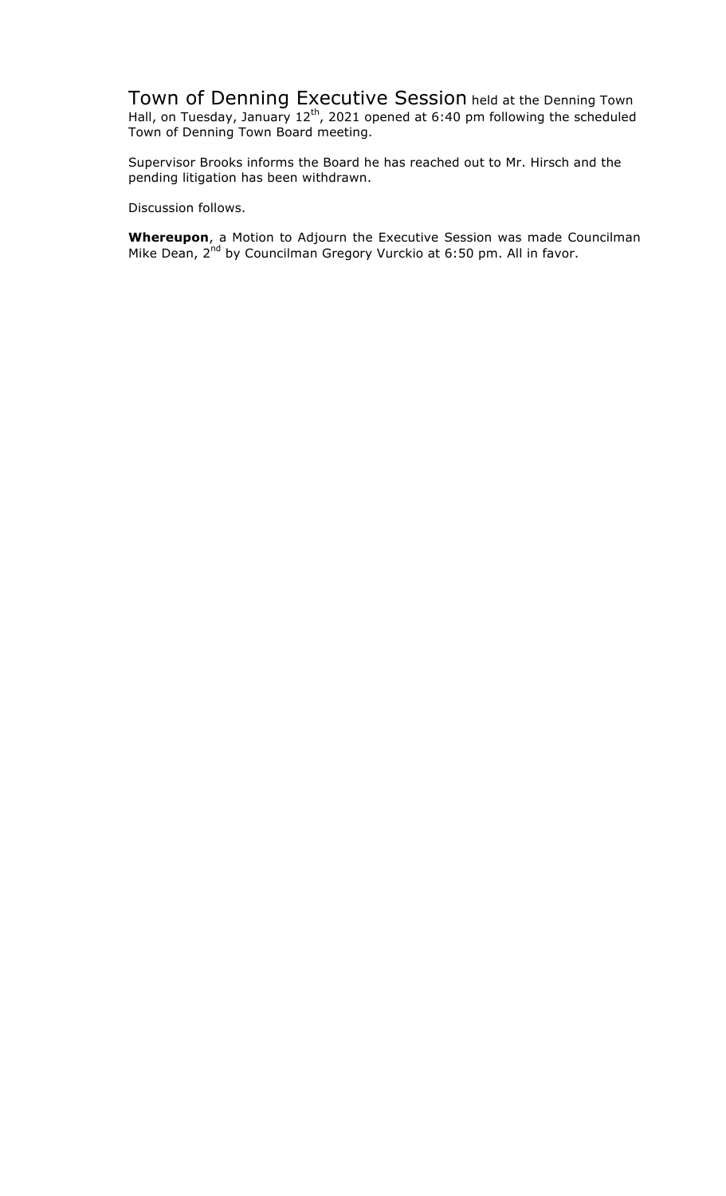**Town of Denning Executive Session** held at the Denning Town Hall, on Tuesday, January 12th, 2021 opened at 6:40 pm following the scheduled Town of Denning Town Board meeting.

Supervisor Brooks informs the Board he has reached out to Mr. Hirsch and the pending litigation has been withdrawn.

Discussion follows.

**Whereupon**, a Motion to Adjourn the Executive Session was made Councilman Mike Dean, 2nd by Councilman Gregory Vurckio at 6:50 pm. All in favor.